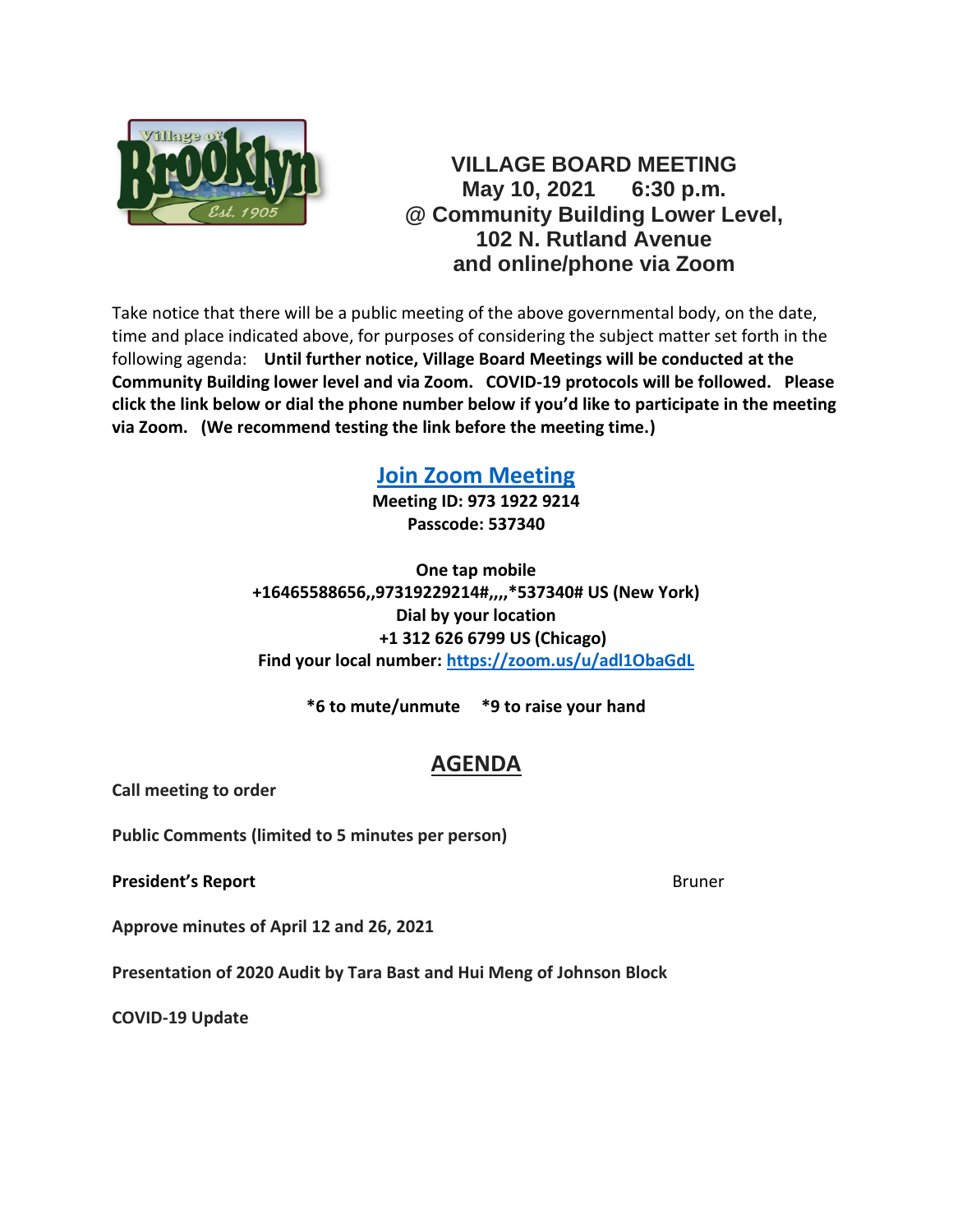VILLAGE BOARD MEETING
May 10, 2021 6:30 p.m.
@ Community Building Lower Level,
102 N. Rutland Avenue
and online/phone via Zoom

Take notice that there will be a public meeting of the above governmental body, on the date, time and place indicated above, for purposes of considering the subject matter set forth in the following agenda: **Until further notice, Village Board Meetings will be conducted at the Community Building lower level and via Zoom. COVID-19 protocols will be followed. Please click the link below or dial the phone number below if you'd like to participate in the meeting via Zoom. (We recommend testing the link before the meeting time.)**

**Join Zoom Meeting**
**Meeting ID: 973 1922 9214**
**Passcode: 537340**

**One tap mobile**
**+16465588656,,97319229214#,,,,*537340# US (New York)**
**Dial by your location**
**+1 312 626 6799 US (Chicago)**
**Find your local number: https://zoom.us/u/adl1ObaGdL**

**\*6 to mute/unmute \*9 to raise your hand**

## AGENDA

**Call meeting to order**

**Public Comments (limited to 5 minutes per person)**

**President's Report** Bruner

**Approve minutes of April 12 and 26, 2021**

**Presentation of 2020 Audit by Tara Bast and Hui Meng of Johnson Block**

**COVID-19 Update**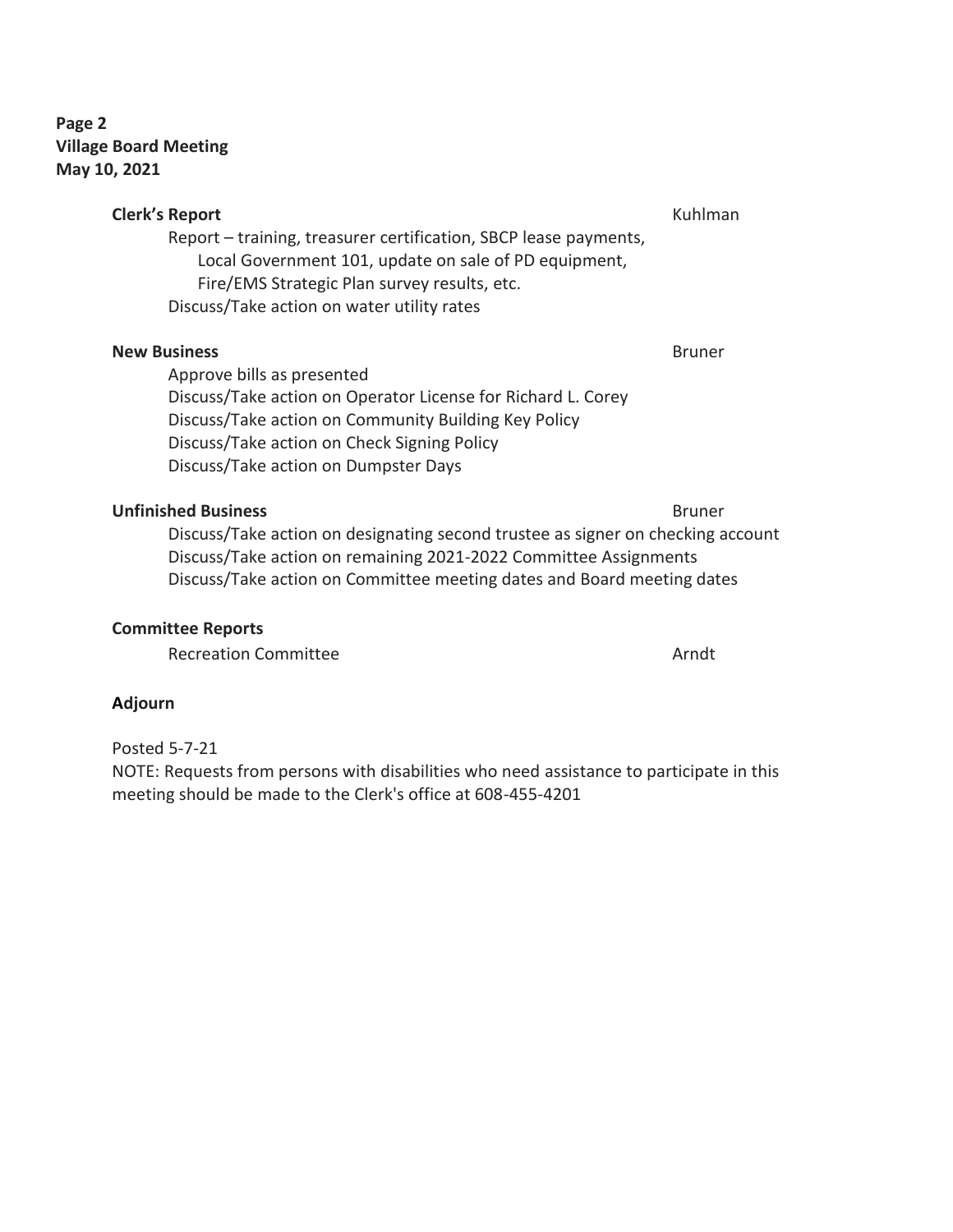**Page 2**
**Village Board Meeting**
**May 10, 2021**

**Clerk's Report** — Kuhlman

Report – training, treasurer certification, SBCP lease payments, Local Government 101, update on sale of PD equipment, Fire/EMS Strategic Plan survey results, etc.

Discuss/Take action on water utility rates

**New Business** — Bruner

Approve bills as presented

Discuss/Take action on Operator License for Richard L. Corey

Discuss/Take action on Community Building Key Policy

Discuss/Take action on Check Signing Policy

Discuss/Take action on Dumpster Days

**Unfinished Business** — Bruner

Discuss/Take action on designating second trustee as signer on checking account

Discuss/Take action on remaining 2021-2022 Committee Assignments

Discuss/Take action on Committee meeting dates and Board meeting dates

**Committee Reports**

Recreation Committee — Arndt

**Adjourn**

Posted 5-7-21

NOTE: Requests from persons with disabilities who need assistance to participate in this meeting should be made to the Clerk's office at 608-455-4201